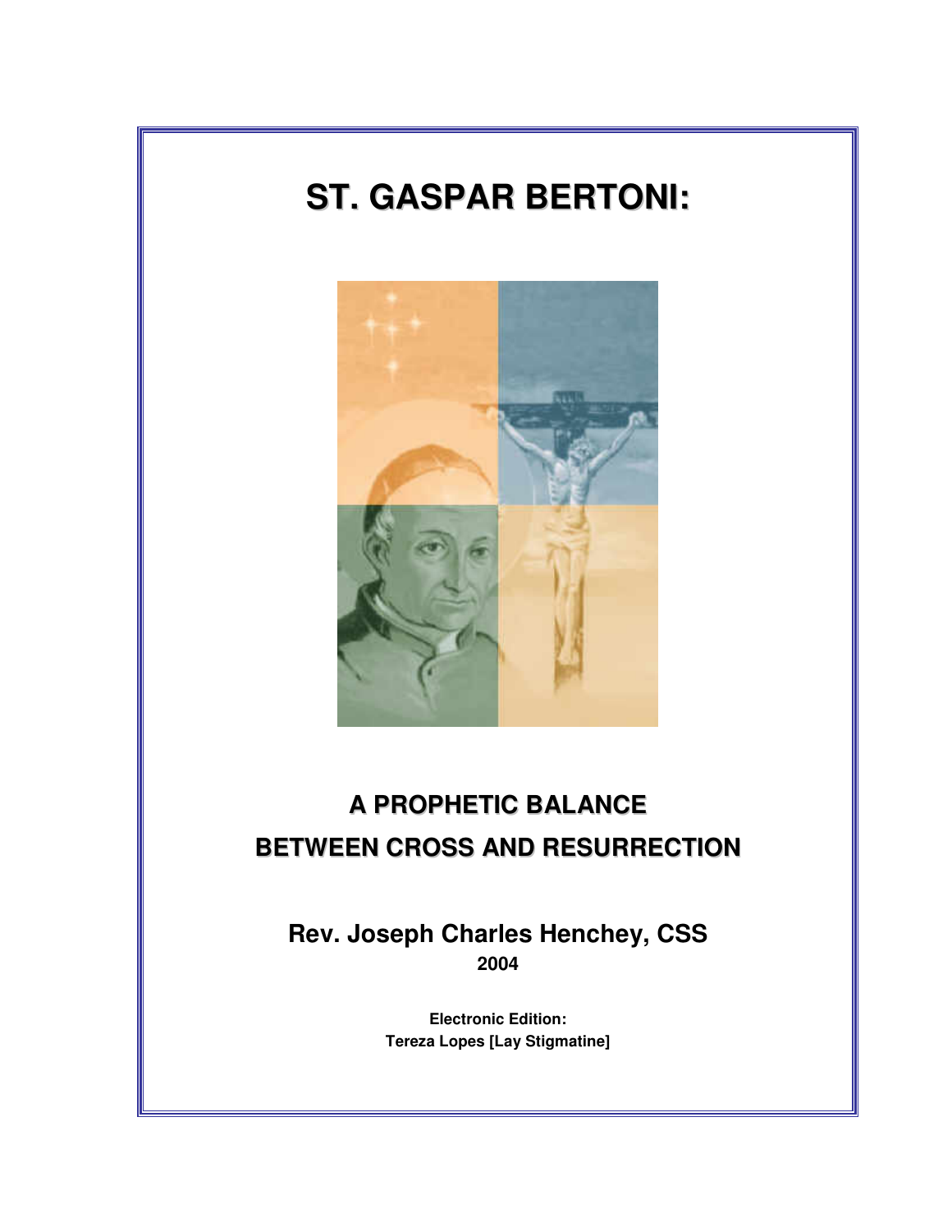# ST. GASPAR BERTONI:

## A PROPHETIC BALANCE
## BETWEEN CROSS AND RESURRECTION

**Rev. Joseph Charles Henchey, CSS**
**2004**

**Electronic Edition:**
**Tereza Lopes [Lay Stigmatine]**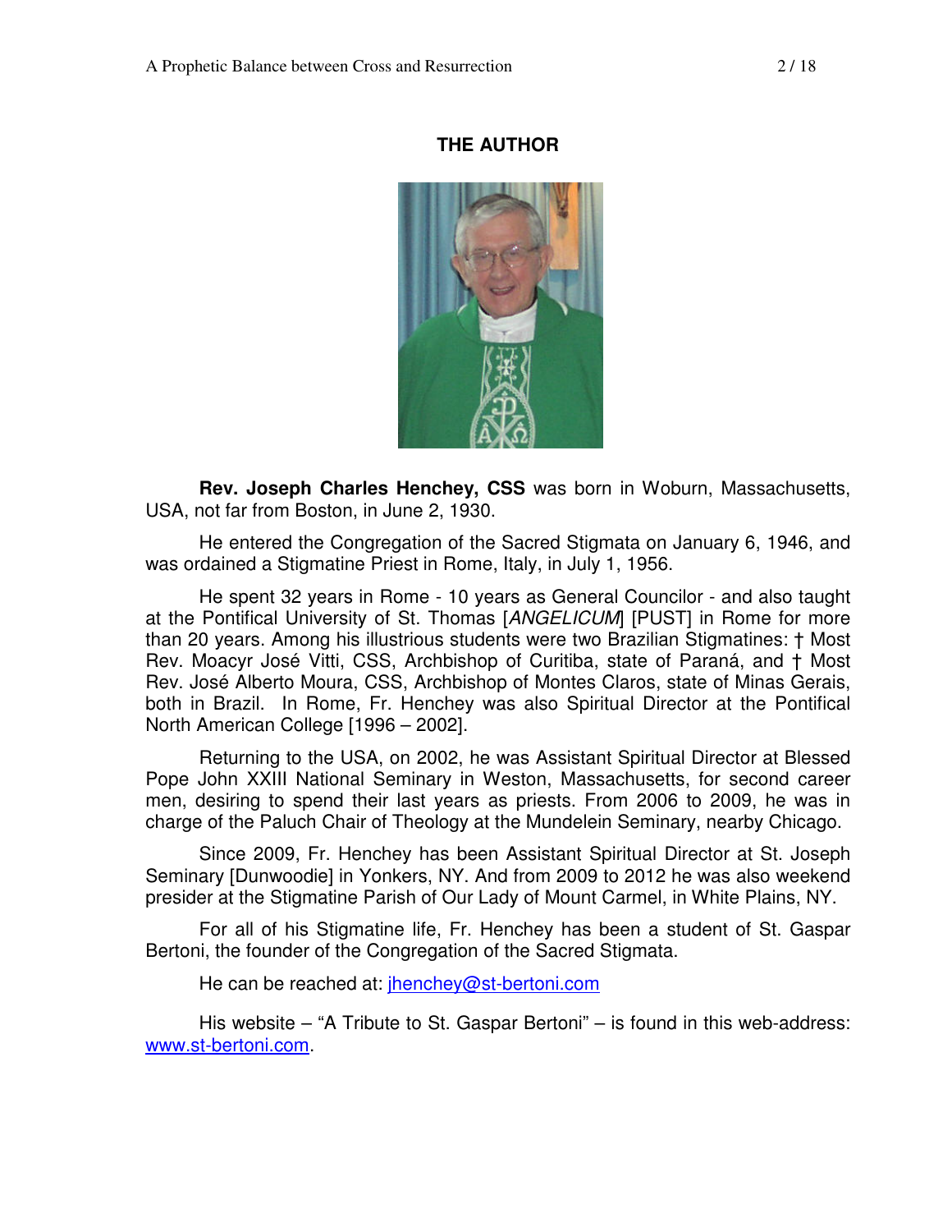## THE AUTHOR

**Rev. Joseph Charles Henchey, CSS** was born in Woburn, Massachusetts, USA, not far from Boston, in June 2, 1930.

He entered the Congregation of the Sacred Stigmata on January 6, 1946, and was ordained a Stigmatine Priest in Rome, Italy, in July 1, 1956.

He spent 32 years in Rome - 10 years as General Councilor - and also taught at the Pontifical University of St. Thomas [*ANGELICUM*] [PUST] in Rome for more than 20 years. Among his illustrious students were two Brazilian Stigmatines: † Most Rev. Moacyr José Vitti, CSS, Archbishop of Curitiba, state of Paraná, and † Most Rev. José Alberto Moura, CSS, Archbishop of Montes Claros, state of Minas Gerais, both in Brazil. In Rome, Fr. Henchey was also Spiritual Director at the Pontifical North American College [1996 – 2002].

Returning to the USA, on 2002, he was Assistant Spiritual Director at Blessed Pope John XXIII National Seminary in Weston, Massachusetts, for second career men, desiring to spend their last years as priests. From 2006 to 2009, he was in charge of the Paluch Chair of Theology at the Mundelein Seminary, nearby Chicago.

Since 2009, Fr. Henchey has been Assistant Spiritual Director at St. Joseph Seminary [Dunwoodie] in Yonkers, NY. And from 2009 to 2012 he was also weekend presider at the Stigmatine Parish of Our Lady of Mount Carmel, in White Plains, NY.

For all of his Stigmatine life, Fr. Henchey has been a student of St. Gaspar Bertoni, the founder of the Congregation of the Sacred Stigmata.

He can be reached at: jhenchey@st-bertoni.com

His website – "A Tribute to St. Gaspar Bertoni" – is found in this web-address: www.st-bertoni.com.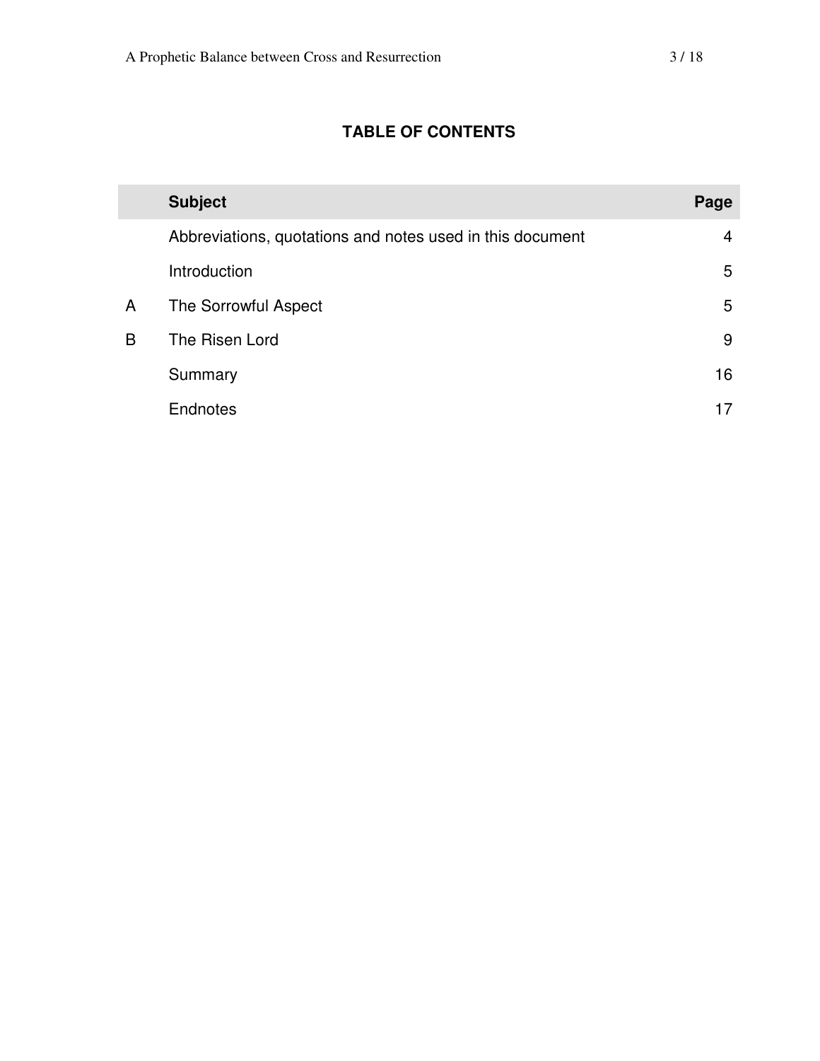## TABLE OF CONTENTS

| | Subject | Page |
|---|---|---|
| | Abbreviations, quotations and notes used in this document | 4 |
| | Introduction | 5 |
| A | The Sorrowful Aspect | 5 |
| B | The Risen Lord | 9 |
| | Summary | 16 |
| | Endnotes | 17 |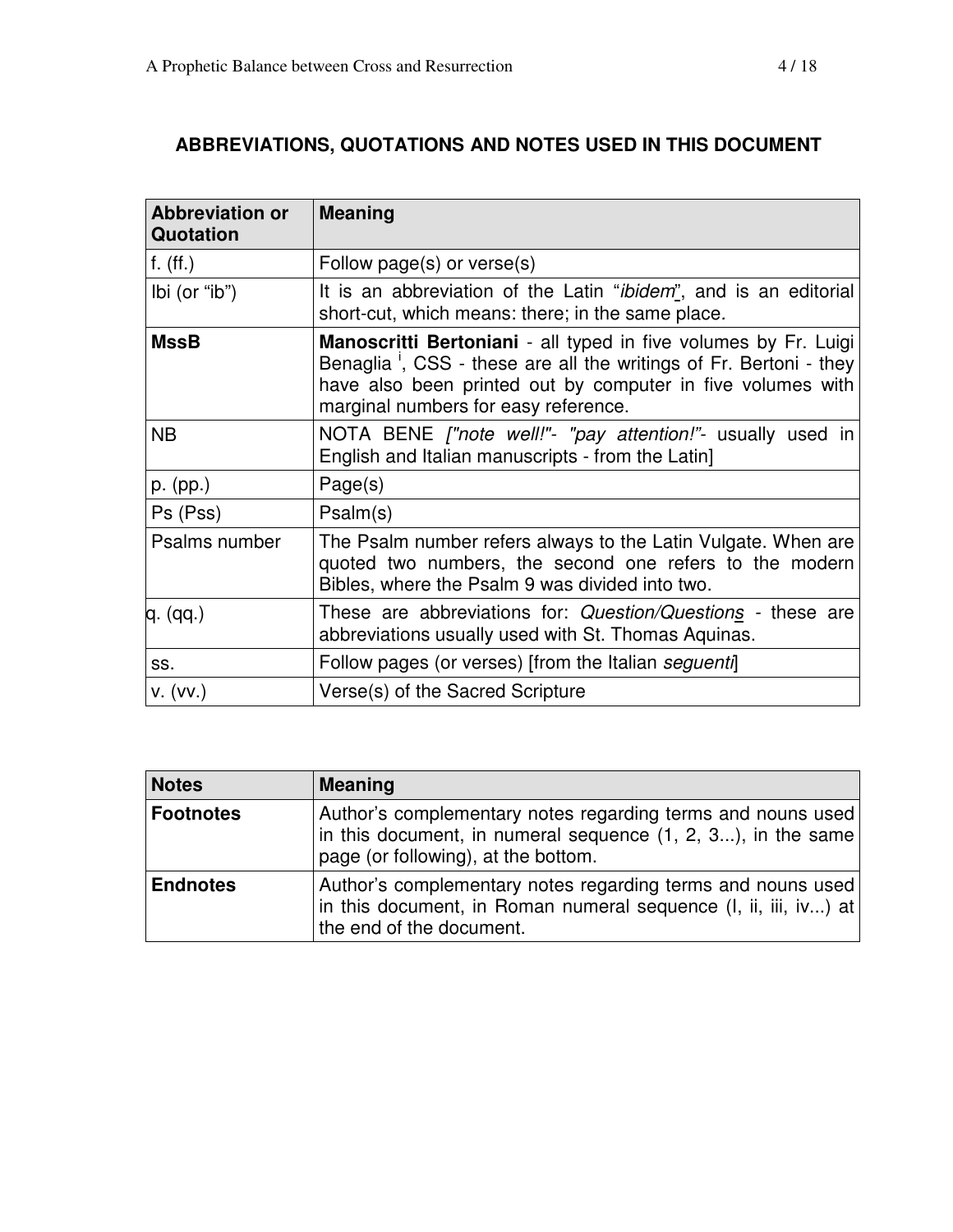## ABBREVIATIONS, QUOTATIONS AND NOTES USED IN THIS DOCUMENT

| Abbreviation or Quotation | Meaning |
|---|---|
| f. (ff.) | Follow page(s) or verse(s) |
| Ibi (or "ib") | It is an abbreviation of the Latin "*ibidem*", and is an editorial short-cut, which means: there; in the same place. |
| **MssB** | **Manoscritti Bertoniani** - all typed in five volumes by Fr. Luigi Benaglia [i], CSS - these are all the writings of Fr. Bertoni - they have also been printed out by computer in five volumes with marginal numbers for easy reference. |
| NB | NOTA BENE *["note well!"- "pay attention!"*- usually used in English and Italian manuscripts - from the Latin] |
| p. (pp.) | Page(s) |
| Ps (Pss) | Psalm(s) |
| Psalms number | The Psalm number refers always to the Latin Vulgate. When are quoted two numbers, the second one refers to the modern Bibles, where the Psalm 9 was divided into two. |
| q. (qq.) | These are abbreviations for: *Question/Questions* - these are abbreviations usually used with St. Thomas Aquinas. |
| ss. | Follow pages (or verses) [from the Italian *seguenti*] |
| v. (vv.) | Verse(s) of the Sacred Scripture |

| Notes | Meaning |
|---|---|
| **Footnotes** | Author's complementary notes regarding terms and nouns used in this document, in numeral sequence (1, 2, 3...), in the same page (or following), at the bottom. |
| **Endnotes** | Author's complementary notes regarding terms and nouns used in this document, in Roman numeral sequence (I, ii, iii, iv...) at the end of the document. |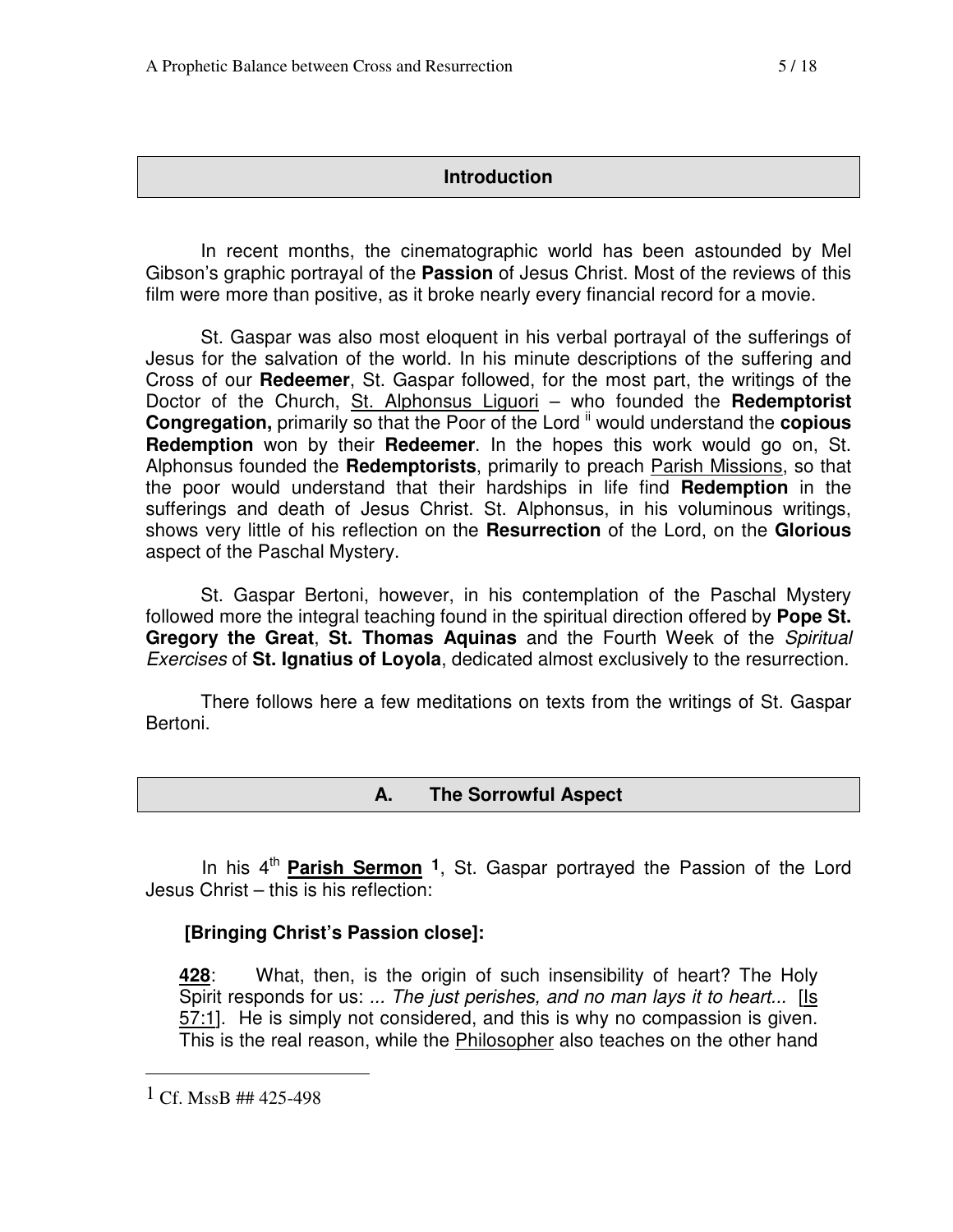## Introduction

In recent months, the cinematographic world has been astounded by Mel Gibson's graphic portrayal of the **Passion** of Jesus Christ. Most of the reviews of this film were more than positive, as it broke nearly every financial record for a movie.

St. Gaspar was also most eloquent in his verbal portrayal of the sufferings of Jesus for the salvation of the world. In his minute descriptions of the suffering and Cross of our **Redeemer**, St. Gaspar followed, for the most part, the writings of the Doctor of the Church, St. Alphonsus Liguori – who founded the **Redemptorist Congregation,** primarily so that the Poor of the Lord [ii] would understand the **copious Redemption** won by their **Redeemer**. In the hopes this work would go on, St. Alphonsus founded the **Redemptorists**, primarily to preach Parish Missions, so that the poor would understand that their hardships in life find **Redemption** in the sufferings and death of Jesus Christ. St. Alphonsus, in his voluminous writings, shows very little of his reflection on the **Resurrection** of the Lord, on the **Glorious** aspect of the Paschal Mystery.

St. Gaspar Bertoni, however, in his contemplation of the Paschal Mystery followed more the integral teaching found in the spiritual direction offered by **Pope St. Gregory the Great**, **St. Thomas Aquinas** and the Fourth Week of the *Spiritual Exercises* of **St. Ignatius of Loyola**, dedicated almost exclusively to the resurrection.

There follows here a few meditations on texts from the writings of St. Gaspar Bertoni.

## A. The Sorrowful Aspect

In his 4th **Parish Sermon** [1], St. Gaspar portrayed the Passion of the Lord Jesus Christ – this is his reflection:

**[Bringing Christ's Passion close]:**

> **428**: What, then, is the origin of such insensibility of heart? The Holy Spirit responds for us: *... The just perishes, and no man lays it to heart...* [Is 57:1]. He is simply not considered, and this is why no compassion is given. This is the real reason, while the Philosopher also teaches on the other hand

---

[1] Cf. MssB ## 425-498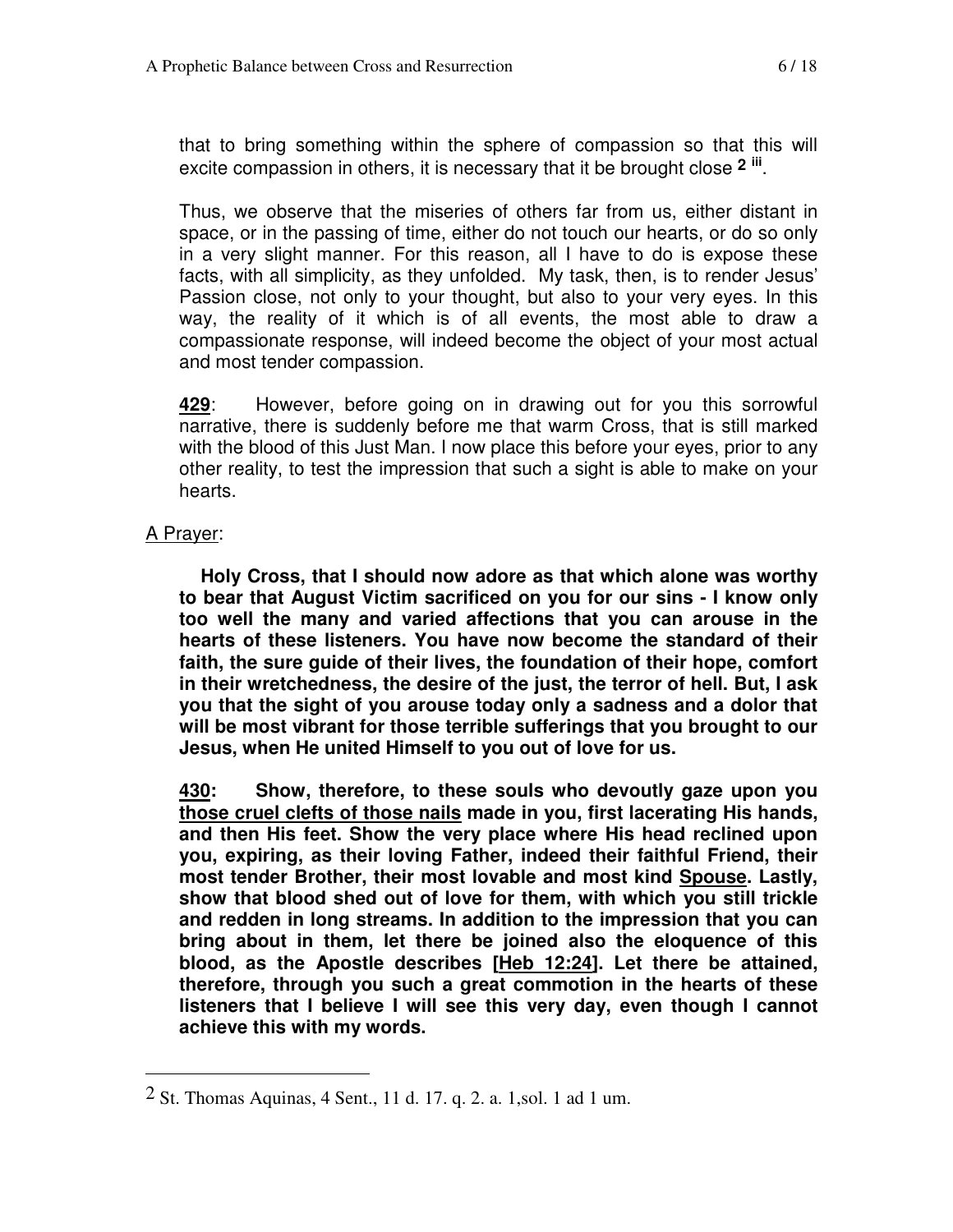that to bring something within the sphere of compassion so that this will excite compassion in others, it is necessary that it be brought close [2 iii].

Thus, we observe that the miseries of others far from us, either distant in space, or in the passing of time, either do not touch our hearts, or do so only in a very slight manner. For this reason, all I have to do is expose these facts, with all simplicity, as they unfolded. My task, then, is to render Jesus' Passion close, not only to your thought, but also to your very eyes. In this way, the reality of it which is of all events, the most able to draw a compassionate response, will indeed become the object of your most actual and most tender compassion.

<u>**429**</u>: However, before going on in drawing out for you this sorrowful narrative, there is suddenly before me that warm Cross, that is still marked with the blood of this Just Man. I now place this before your eyes, prior to any other reality, to test the impression that such a sight is able to make on your hearts.

<u>A Prayer</u>:

**Holy Cross, that I should now adore as that which alone was worthy to bear that August Victim sacrificed on you for our sins - I know only too well the many and varied affections that you can arouse in the hearts of these listeners. You have now become the standard of their faith, the sure guide of their lives, the foundation of their hope, comfort in their wretchedness, the desire of the just, the terror of hell. But, I ask you that the sight of you arouse today only a sadness and a dolor that will be most vibrant for those terrible sufferings that you brought to our Jesus, when He united Himself to you out of love for us.**

<u>**430**</u>**: Show, therefore, to these souls who devoutly gaze upon you <u>those cruel clefts of those nails</u> made in you, first lacerating His hands, and then His feet. Show the very place where His head reclined upon you, expiring, as their loving Father, indeed their faithful Friend, their most tender Brother, their most lovable and most kind <u>Spouse</u>. Lastly, show that blood shed out of love for them, with which you still trickle and redden in long streams. In addition to the impression that you can bring about in them, let there be joined also the eloquence of this blood, as the Apostle describes <u>[Heb 12:24]</u>. Let there be attained, therefore, through you such a great commotion in the hearts of these listeners that I believe I will see this very day, even though I cannot achieve this with my words.**

---

[2] St. Thomas Aquinas, 4 Sent., 11 d. 17. q. 2. a. 1,sol. 1 ad 1 um.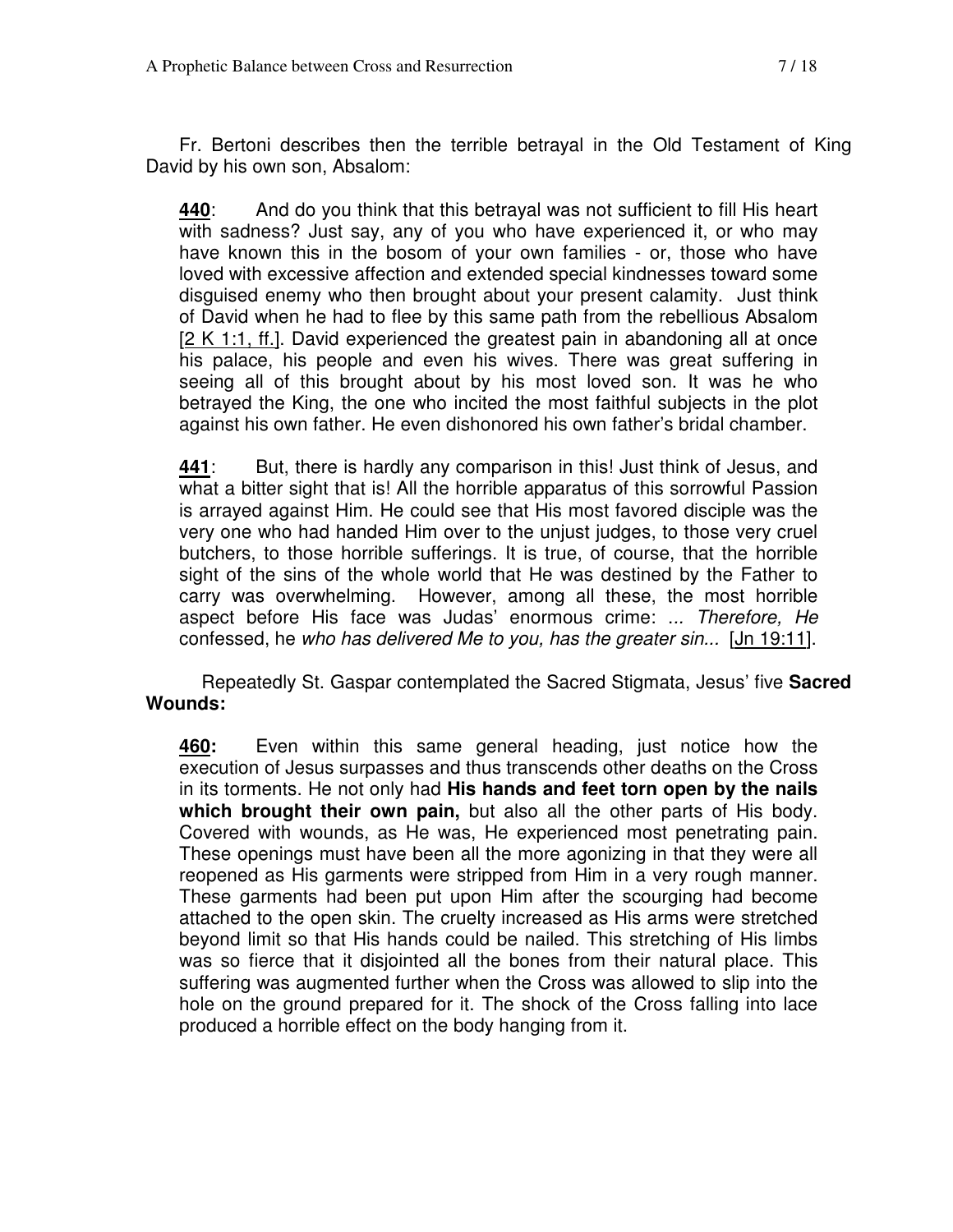Fr. Bertoni describes then the terrible betrayal in the Old Testament of King David by his own son, Absalom:

> **<u>440</u>**: And do you think that this betrayal was not sufficient to fill His heart with sadness? Just say, any of you who have experienced it, or who may have known this in the bosom of your own families - or, those who have loved with excessive affection and extended special kindnesses toward some disguised enemy who then brought about your present calamity. Just think of David when he had to flee by this same path from the rebellious Absalom [2 K 1:1, ff.]. David experienced the greatest pain in abandoning all at once his palace, his people and even his wives. There was great suffering in seeing all of this brought about by his most loved son. It was he who betrayed the King, the one who incited the most faithful subjects in the plot against his own father. He even dishonored his own father's bridal chamber.

> **<u>441</u>**: But, there is hardly any comparison in this! Just think of Jesus, and what a bitter sight that is! All the horrible apparatus of this sorrowful Passion is arrayed against Him. He could see that His most favored disciple was the very one who had handed Him over to the unjust judges, to those very cruel butchers, to those horrible sufferings. It is true, of course, that the horrible sight of the sins of the whole world that He was destined by the Father to carry was overwhelming. However, among all these, the most horrible aspect before His face was Judas' enormous crime: *... Therefore, He* confessed, he *who has delivered Me to you, has the greater sin...* [Jn 19:11].

Repeatedly St. Gaspar contemplated the Sacred Stigmata, Jesus' five **Sacred Wounds:**

> **<u>460</u>:** Even within this same general heading, just notice how the execution of Jesus surpasses and thus transcends other deaths on the Cross in its torments. He not only had **His hands and feet torn open by the nails which brought their own pain,** but also all the other parts of His body. Covered with wounds, as He was, He experienced most penetrating pain. These openings must have been all the more agonizing in that they were all reopened as His garments were stripped from Him in a very rough manner. These garments had been put upon Him after the scourging had become attached to the open skin. The cruelty increased as His arms were stretched beyond limit so that His hands could be nailed. This stretching of His limbs was so fierce that it disjointed all the bones from their natural place. This suffering was augmented further when the Cross was allowed to slip into the hole on the ground prepared for it. The shock of the Cross falling into lace produced a horrible effect on the body hanging from it.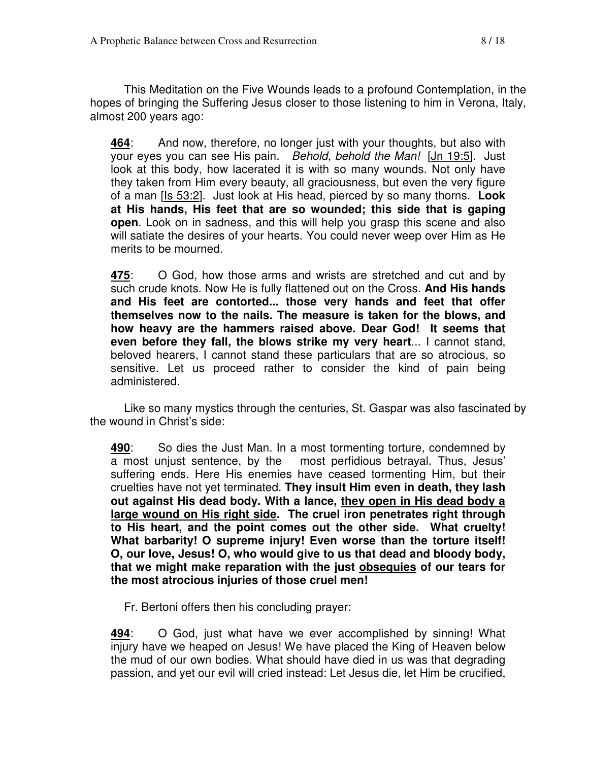This Meditation on the Five Wounds leads to a profound Contemplation, in the hopes of bringing the Suffering Jesus closer to those listening to him in Verona, Italy, almost 200 years ago:

> **464**: And now, therefore, no longer just with your thoughts, but also with your eyes you can see His pain. *Behold, behold the Man!* [Jn 19:5]. Just look at this body, how lacerated it is with so many wounds. Not only have they taken from Him every beauty, all graciousness, but even the very figure of a man [Is 53:2]. Just look at His head, pierced by so many thorns. **Look at His hands, His feet that are so wounded; this side that is gaping open**. Look on in sadness, and this will help you grasp this scene and also will satiate the desires of your hearts. You could never weep over Him as He merits to be mourned.

> **475**: O God, how those arms and wrists are stretched and cut and by such crude knots. Now He is fully flattened out on the Cross. **And His hands and His feet are contorted... those very hands and feet that offer themselves now to the nails. The measure is taken for the blows, and how heavy are the hammers raised above. Dear God! It seems that even before they fall, the blows strike my very heart**... I cannot stand, beloved hearers, I cannot stand these particulars that are so atrocious, so sensitive. Let us proceed rather to consider the kind of pain being administered.

Like so many mystics through the centuries, St. Gaspar was also fascinated by the wound in Christ's side:

> **490**: So dies the Just Man. In a most tormenting torture, condemned by a most unjust sentence, by the most perfidious betrayal. Thus, Jesus' suffering ends. Here His enemies have ceased tormenting Him, but their cruelties have not yet terminated. **They insult Him even in death, they lash out against His dead body. With a lance, they open in His dead body a large wound on His right side. The cruel iron penetrates right through to His heart, and the point comes out the other side. What cruelty! What barbarity! O supreme injury! Even worse than the torture itself! O, our love, Jesus! O, who would give to us that dead and bloody body, that we might make reparation with the just obsequies of our tears for the most atrocious injuries of those cruel men!**

Fr. Bertoni offers then his concluding prayer:

> **494**: O God, just what have we ever accomplished by sinning! What injury have we heaped on Jesus! We have placed the King of Heaven below the mud of our own bodies. What should have died in us was that degrading passion, and yet our evil will cried instead: Let Jesus die, let Him be crucified,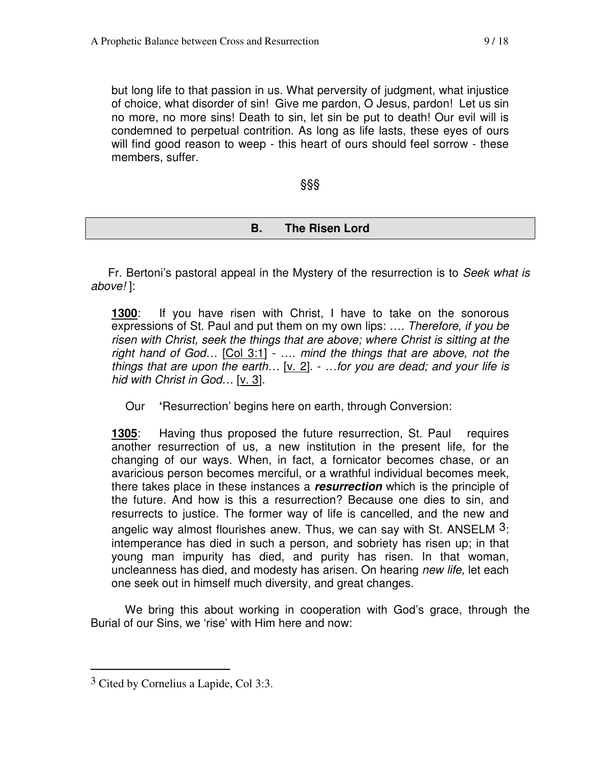but long life to that passion in us. What perversity of judgment, what injustice of choice, what disorder of sin! Give me pardon, O Jesus, pardon! Let us sin no more, no more sins! Death to sin, let sin be put to death! Our evil will is condemned to perpetual contrition. As long as life lasts, these eyes of ours will find good reason to weep - this heart of ours should feel sorrow - these members, suffer.

§§§

## B. The Risen Lord

Fr. Bertoni's pastoral appeal in the Mystery of the resurrection is to *Seek what is above!* ]:

**1300**: If you have risen with Christ, I have to take on the sonorous expressions of St. Paul and put them on my own lips: *…. Therefore, if you be risen with Christ, seek the things that are above; where Christ is sitting at the right hand of God…* [Col 3:1] - *…. mind the things that are above, not the things that are upon the earth…* [v. 2]. - *…for you are dead; and your life is hid with Christ in God…* [v. 3].

Our **'**Resurrection' begins here on earth, through Conversion:

**1305**: Having thus proposed the future resurrection, St. Paul requires another resurrection of us, a new institution in the present life, for the changing of our ways. When, in fact, a fornicator becomes chase, or an avaricious person becomes merciful, or a wrathful individual becomes meek, there takes place in these instances a ***resurrection*** which is the principle of the future. And how is this a resurrection? Because one dies to sin, and resurrects to justice. The former way of life is cancelled, and the new and angelic way almost flourishes anew. Thus, we can say with St. ANSELM [3]: intemperance has died in such a person, and sobriety has risen up; in that young man impurity has died, and purity has risen. In that woman, uncleanness has died, and modesty has arisen. On hearing *new life,* let each one seek out in himself much diversity, and great changes.

We bring this about working in cooperation with God's grace, through the Burial of our Sins, we 'rise' with Him here and now:

---

[3] Cited by Cornelius a Lapide, Col 3:3.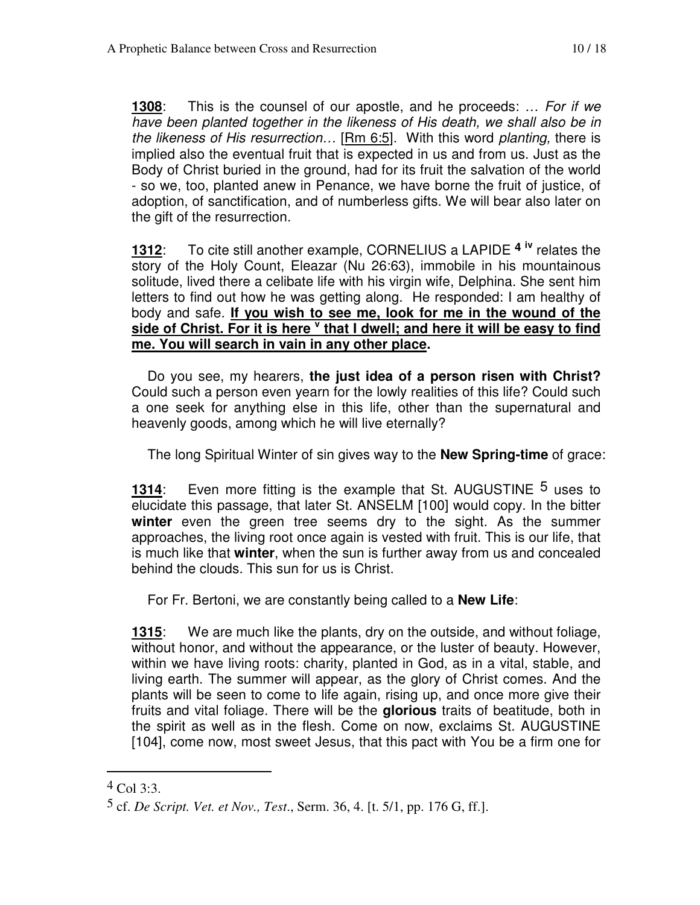**1308**: This is the counsel of our apostle, and he proceeds: *… For if we have been planted together in the likeness of His death, we shall also be in the likeness of His resurrection…* [Rm 6:5]. With this word *planting,* there is implied also the eventual fruit that is expected in us and from us. Just as the Body of Christ buried in the ground, had for its fruit the salvation of the world - so we, too, planted anew in Penance, we have borne the fruit of justice, of adoption, of sanctification, and of numberless gifts. We will bear also later on the gift of the resurrection.

**1312**: To cite still another example, CORNELIUS a LAPIDE [4] [iv] relates the story of the Holy Count, Eleazar (Nu 26:63), immobile in his mountainous solitude, lived there a celibate life with his virgin wife, Delphina. She sent him letters to find out how he was getting along. He responded: I am healthy of body and safe. **If you wish to see me, look for me in the wound of the side of Christ. For it is here [v] that I dwell; and here it will be easy to find me. You will search in vain in any other place.**

Do you see, my hearers, **the just idea of a person risen with Christ?** Could such a person even yearn for the lowly realities of this life? Could such a one seek for anything else in this life, other than the supernatural and heavenly goods, among which he will live eternally?

The long Spiritual Winter of sin gives way to the **New Spring-time** of grace:

**1314**: Even more fitting is the example that St. AUGUSTINE [5] uses to elucidate this passage, that later St. ANSELM [100] would copy. In the bitter **winter** even the green tree seems dry to the sight. As the summer approaches, the living root once again is vested with fruit. This is our life, that is much like that **winter**, when the sun is further away from us and concealed behind the clouds. This sun for us is Christ.

For Fr. Bertoni, we are constantly being called to a **New Life**:

**1315**: We are much like the plants, dry on the outside, and without foliage, without honor, and without the appearance, or the luster of beauty. However, within we have living roots: charity, planted in God, as in a vital, stable, and living earth. The summer will appear, as the glory of Christ comes. And the plants will be seen to come to life again, rising up, and once more give their fruits and vital foliage. There will be the **glorious** traits of beatitude, both in the spirit as well as in the flesh. Come on now, exclaims St. AUGUSTINE [104], come now, most sweet Jesus, that this pact with You be a firm one for

---

[4] Col 3:3.

[5] cf. *De Script. Vet. et Nov., Test*., Serm. 36, 4. [t. 5/1, pp. 176 G, ff.].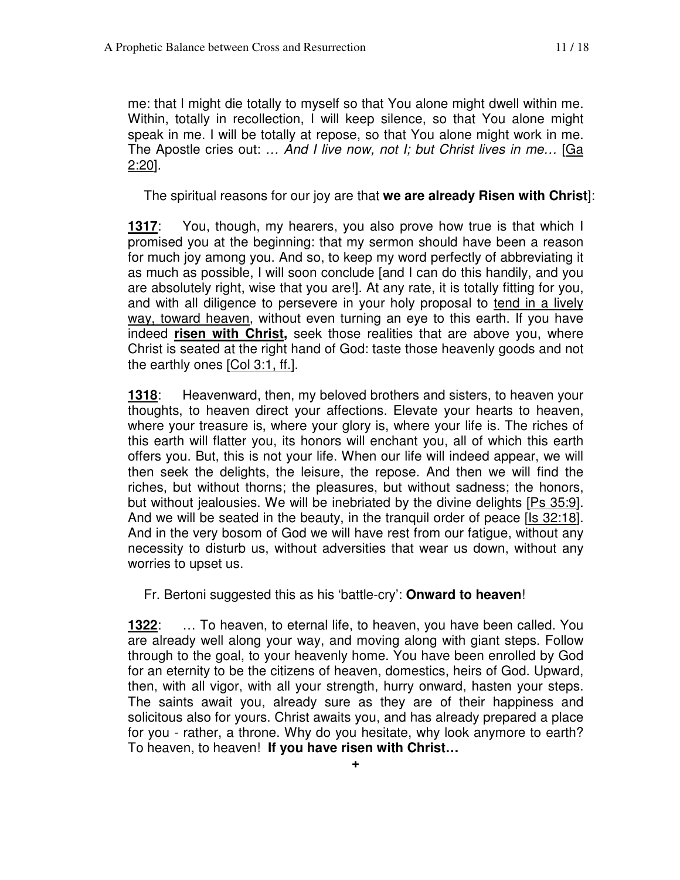me: that I might die totally to myself so that You alone might dwell within me. Within, totally in recollection, I will keep silence, so that You alone might speak in me. I will be totally at repose, so that You alone might work in me. The Apostle cries out: *… And I live now, not I; but Christ lives in me…* [Ga 2:20].

The spiritual reasons for our joy are that **we are already Risen with Christ**]:

**1317**: You, though, my hearers, you also prove how true is that which I promised you at the beginning: that my sermon should have been a reason for much joy among you. And so, to keep my word perfectly of abbreviating it as much as possible, I will soon conclude [and I can do this handily, and you are absolutely right, wise that you are!]. At any rate, it is totally fitting for you, and with all diligence to persevere in your holy proposal to tend in a lively way, toward heaven, without even turning an eye to this earth. If you have indeed **risen with Christ,** seek those realities that are above you, where Christ is seated at the right hand of God: taste those heavenly goods and not the earthly ones [Col 3:1, ff.].

**1318**: Heavenward, then, my beloved brothers and sisters, to heaven your thoughts, to heaven direct your affections. Elevate your hearts to heaven, where your treasure is, where your glory is, where your life is. The riches of this earth will flatter you, its honors will enchant you, all of which this earth offers you. But, this is not your life. When our life will indeed appear, we will then seek the delights, the leisure, the repose. And then we will find the riches, but without thorns; the pleasures, but without sadness; the honors, but without jealousies. We will be inebriated by the divine delights [Ps 35:9]. And we will be seated in the beauty, in the tranquil order of peace [Is 32:18]. And in the very bosom of God we will have rest from our fatigue, without any necessity to disturb us, without adversities that wear us down, without any worries to upset us.

Fr. Bertoni suggested this as his 'battle-cry': **Onward to heaven**!

**1322**: … To heaven, to eternal life, to heaven, you have been called. You are already well along your way, and moving along with giant steps. Follow through to the goal, to your heavenly home. You have been enrolled by God for an eternity to be the citizens of heaven, domestics, heirs of God. Upward, then, with all vigor, with all your strength, hurry onward, hasten your steps. The saints await you, already sure as they are of their happiness and solicitous also for yours. Christ awaits you, and has already prepared a place for you - rather, a throne. Why do you hesitate, why look anymore to earth? To heaven, to heaven! **If you have risen with Christ…**

**+**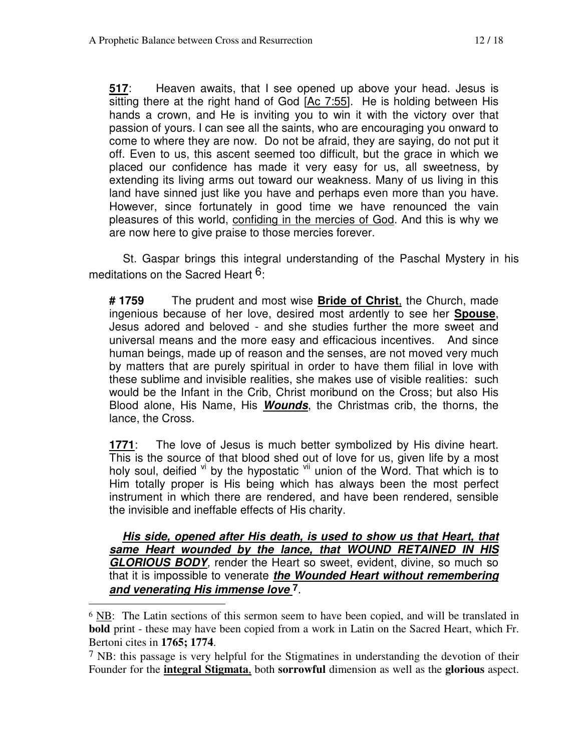**517**: Heaven awaits, that I see opened up above your head. Jesus is sitting there at the right hand of God [Ac 7:55]. He is holding between His hands a crown, and He is inviting you to win it with the victory over that passion of yours. I can see all the saints, who are encouraging you onward to come to where they are now. Do not be afraid, they are saying, do not put it off. Even to us, this ascent seemed too difficult, but the grace in which we placed our confidence has made it very easy for us, all sweetness, by extending its living arms out toward our weakness. Many of us living in this land have sinned just like you have and perhaps even more than you have. However, since fortunately in good time we have renounced the vain pleasures of this world, confiding in the mercies of God. And this is why we are now here to give praise to those mercies forever.

St. Gaspar brings this integral understanding of the Paschal Mystery in his meditations on the Sacred Heart [6]:

**# 1759** The prudent and most wise **Bride of Christ**, the Church, made ingenious because of her love, desired most ardently to see her **Spouse**, Jesus adored and beloved - and she studies further the more sweet and universal means and the more easy and efficacious incentives. And since human beings, made up of reason and the senses, are not moved very much by matters that are purely spiritual in order to have them filial in love with these sublime and invisible realities, she makes use of visible realities: such would be the Infant in the Crib, Christ moribund on the Cross; but also His Blood alone, His Name, His ***Wounds***, the Christmas crib, the thorns, the lance, the Cross.

**1771**: The love of Jesus is much better symbolized by His divine heart. This is the source of that blood shed out of love for us, given life by a most holy soul, deified [vi] by the hypostatic [vii] union of the Word. That which is to Him totally proper is His being which has always been the most perfect instrument in which there are rendered, and have been rendered, sensible the invisible and ineffable effects of His charity.

***His side, opened after His death, is used to show us that Heart, that same Heart wounded by the lance, that WOUND RETAINED IN HIS GLORIOUS BODY****,* render the Heart so sweet, evident, divine, so much so that it is impossible to venerate ***the Wounded Heart without remembering and venerating His immense love*** [7].

---

[6] NB: The Latin sections of this sermon seem to have been copied, and will be translated in **bold** print - these may have been copied from a work in Latin on the Sacred Heart, which Fr. Bertoni cites in **1765; 1774**.

[7] NB: this passage is very helpful for the Stigmatines in understanding the devotion of their Founder for the **integral Stigmata**, both **sorrowful** dimension as well as the **glorious** aspect.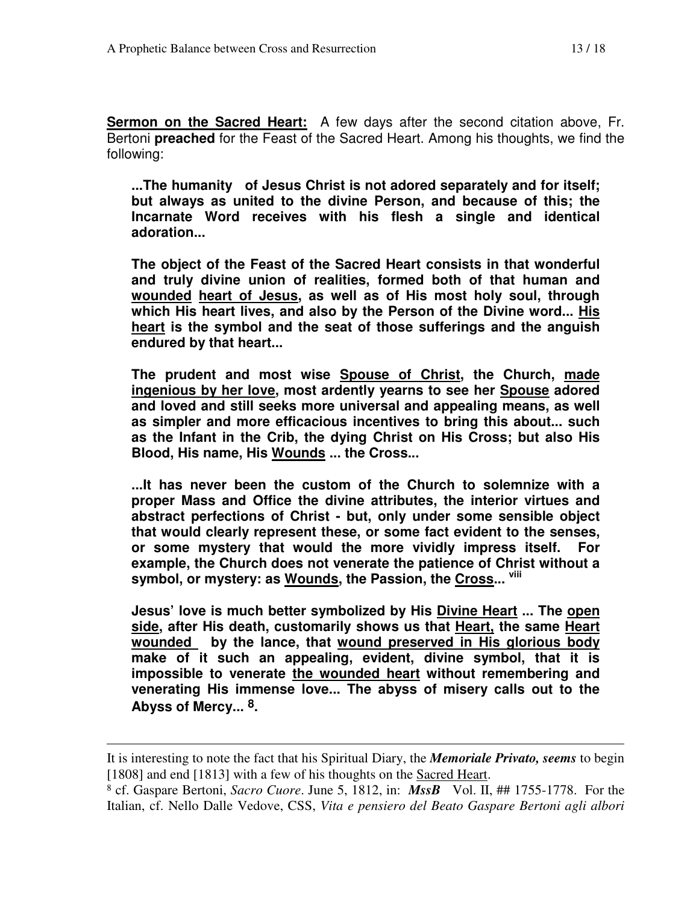**Sermon on the Sacred Heart:** A few days after the second citation above, Fr. Bertoni **preached** for the Feast of the Sacred Heart. Among his thoughts, we find the following:

> **...The humanity of Jesus Christ is not adored separately and for itself; but always as united to the divine Person, and because of this; the Incarnate Word receives with his flesh a single and identical adoration...**
>
> **The object of the Feast of the Sacred Heart consists in that wonderful and truly divine union of realities, formed both of that human and <u>wounded</u> <u>heart of Jesus</u>, as well as of His most holy soul, through which His heart lives, and also by the Person of the Divine word... <u>His heart</u> is the symbol and the seat of those sufferings and the anguish endured by that heart...**
>
> **The prudent and most wise <u>Spouse of Christ</u>, the Church, <u>made ingenious by her love</u>, most ardently yearns to see her <u>Spouse</u> adored and loved and still seeks more universal and appealing means, as well as simpler and more efficacious incentives to bring this about... such as the Infant in the Crib, the dying Christ on His Cross; but also His Blood, His name, His <u>Wounds</u> ... the Cross...**
>
> **...It has never been the custom of the Church to solemnize with a proper Mass and Office the divine attributes, the interior virtues and abstract perfections of Christ - but, only under some sensible object that would clearly represent these, or some fact evident to the senses, or some mystery that would the more vividly impress itself. For example, the Church does not venerate the patience of Christ without a symbol, or mystery: as <u>Wounds</u>, the Passion, the <u>Cross</u>...** [viii]
>
> **Jesus' love is much better symbolized by His <u>Divine Heart</u> ... The <u>open side</u>, after His death, customarily shows us that <u>Heart,</u> the same <u>Heart wounded</u> by the lance, that <u>wound preserved in His glorious body</u> make of it such an appealing, evident, divine symbol, that it is impossible to venerate <u>the wounded heart</u> without remembering and venerating His immense love... The abyss of misery calls out to the Abyss of Mercy...** [8]**.**

---

It is interesting to note the fact that his Spiritual Diary, the ***Memoriale Privato, seems*** to begin [1808] and end [1813] with a few of his thoughts on the <u>Sacred Heart</u>.

[8] cf. Gaspare Bertoni, *Sacro Cuore*. June 5, 1812, in: ***MssB*** Vol. II, ## 1755-1778. For the Italian, cf. Nello Dalle Vedove, CSS, *Vita e pensiero del Beato Gaspare Bertoni agli albori*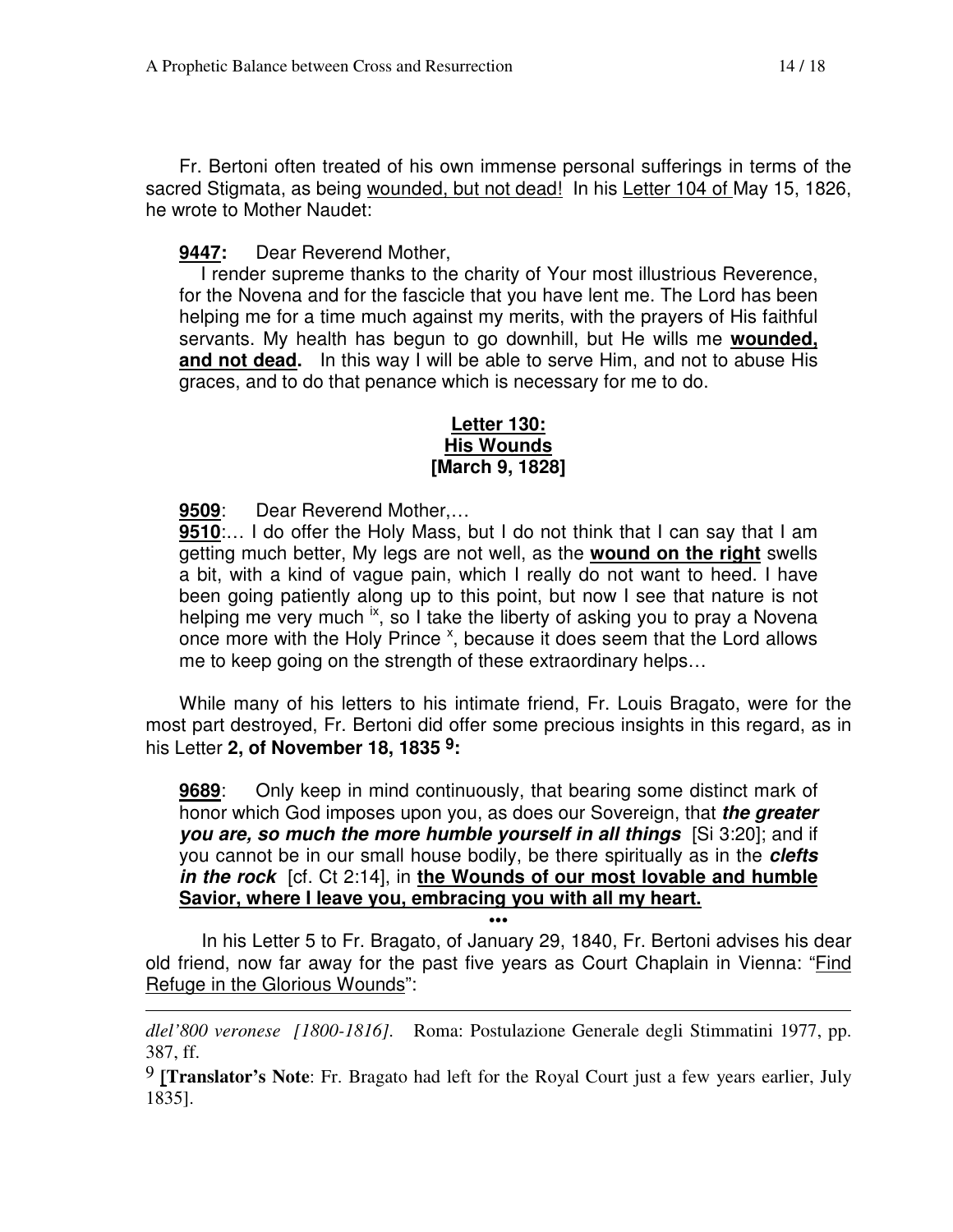Fr. Bertoni often treated of his own immense personal sufferings in terms of the sacred Stigmata, as being <u>wounded, but not dead!</u> In his <u>Letter 104 of</u> May 15, 1826, he wrote to Mother Naudet:

> **<u>9447:</u>** Dear Reverend Mother,
>
> I render supreme thanks to the charity of Your most illustrious Reverence, for the Novena and for the fascicle that you have lent me. The Lord has been helping me for a time much against my merits, with the prayers of His faithful servants. My health has begun to go downhill, but He wills me **<u>wounded, and not dead.</u>** In this way I will be able to serve Him, and not to abuse His graces, and to do that penance which is necessary for me to do.

**<u>Letter 130:</u>**
**<u>His Wounds</u>**
**[March 9, 1828]**

> **<u>9509</u>**: Dear Reverend Mother,…
>
> **<u>9510</u>**:… I do offer the Holy Mass, but I do not think that I can say that I am getting much better, My legs are not well, as the **<u>wound on the right</u>** swells a bit, with a kind of vague pain, which I really do not want to heed. I have been going patiently along up to this point, but now I see that nature is not helping me very much [ix], so I take the liberty of asking you to pray a Novena once more with the Holy Prince [x], because it does seem that the Lord allows me to keep going on the strength of these extraordinary helps…

While many of his letters to his intimate friend, Fr. Louis Bragato, were for the most part destroyed, Fr. Bertoni did offer some precious insights in this regard, as in his Letter **2, of November 18, 1835** [9]**:**

> **<u>9689</u>**: Only keep in mind continuously, that bearing some distinct mark of honor which God imposes upon you, as does our Sovereign, that ***the greater you are, so much the more humble yourself in all things*** [Si 3:20]; and if you cannot be in our small house bodily, be there spiritually as in the ***clefts in the rock*** [cf. Ct 2:14], in **<u>the Wounds of our most lovable and humble Savior, where I leave you, embracing you with all my heart.</u>**

•••

In his Letter 5 to Fr. Bragato, of January 29, 1840, Fr. Bertoni advises his dear old friend, now far away for the past five years as Court Chaplain in Vienna: "<u>Find Refuge in the Glorious Wounds</u>":

---

*dlel'800 veronese [1800-1816].* Roma: Postulazione Generale degli Stimmatini 1977, pp. 387, ff.

[9] **[Translator's Note**: Fr. Bragato had left for the Royal Court just a few years earlier, July 1835].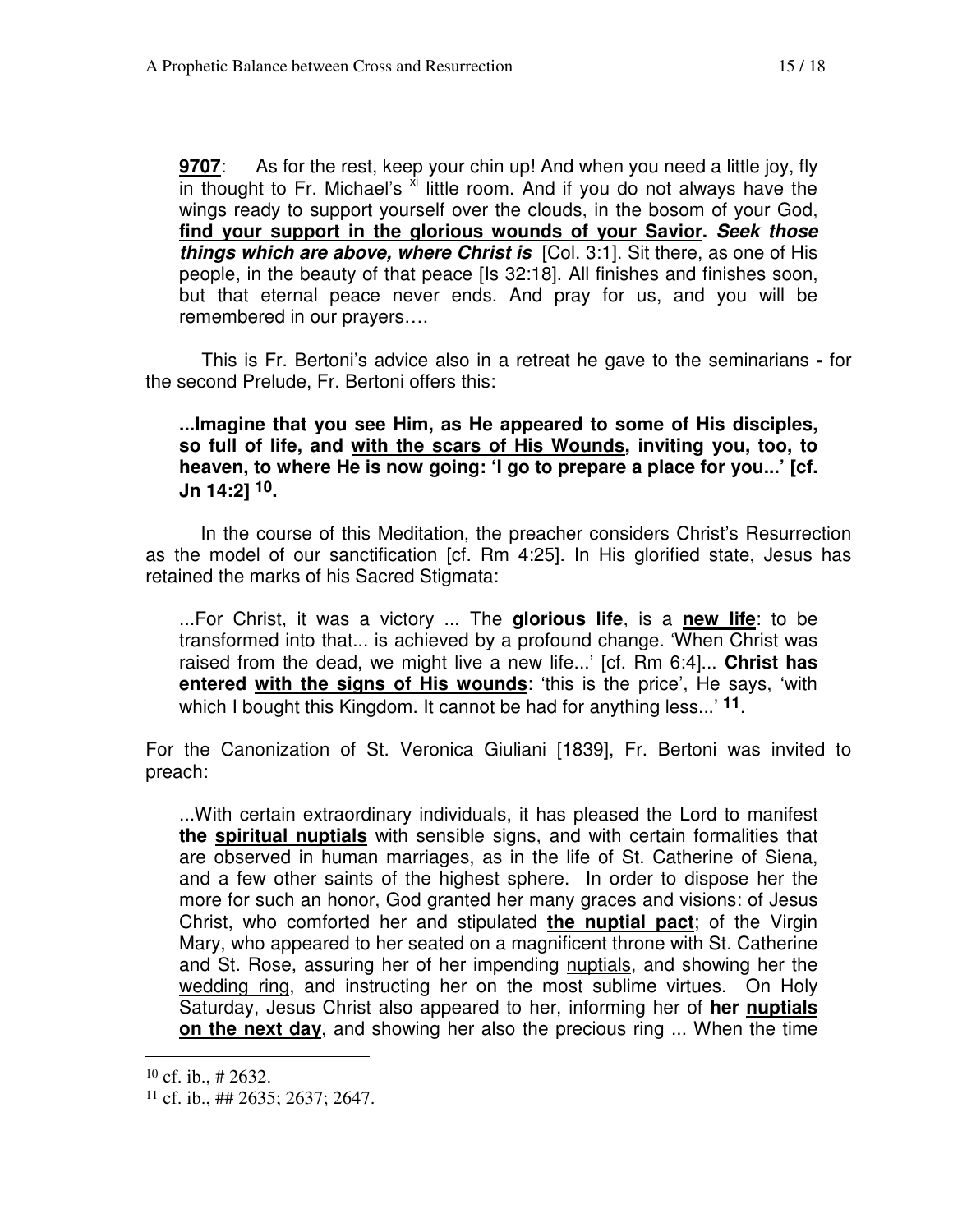**9707**: As for the rest, keep your chin up! And when you need a little joy, fly in thought to Fr. Michael's [xi] little room. And if you do not always have the wings ready to support yourself over the clouds, in the bosom of your God, **<u>find your support in the glorious wounds of your Savior</u>.** ***Seek those things which are above, where Christ is*** [Col. 3:1]. Sit there, as one of His people, in the beauty of that peace [Is 32:18]. All finishes and finishes soon, but that eternal peace never ends. And pray for us, and you will be remembered in our prayers….

This is Fr. Bertoni's advice also in a retreat he gave to the seminarians **-** for the second Prelude, Fr. Bertoni offers this:

> **...Imagine that you see Him, as He appeared to some of His disciples, so full of life, and <u>with the scars of His Wounds</u>, inviting you, too, to heaven, to where He is now going: 'I go to prepare a place for you...' [cf. Jn 14:2] [10].**

In the course of this Meditation, the preacher considers Christ's Resurrection as the model of our sanctification [cf. Rm 4:25]. In His glorified state, Jesus has retained the marks of his Sacred Stigmata:

> ...For Christ, it was a victory ... The **glorious life**, is a **<u>new life</u>**: to be transformed into that... is achieved by a profound change. 'When Christ was raised from the dead, we might live a new life...' [cf. Rm 6:4]... **Christ has entered <u>with the signs of His wounds</u>**: 'this is the price', He says, 'with which I bought this Kingdom. It cannot be had for anything less...' **[11]**.

For the Canonization of St. Veronica Giuliani [1839], Fr. Bertoni was invited to preach:

> ...With certain extraordinary individuals, it has pleased the Lord to manifest **the <u>spiritual nuptials</u>** with sensible signs, and with certain formalities that are observed in human marriages, as in the life of St. Catherine of Siena, and a few other saints of the highest sphere. In order to dispose her the more for such an honor, God granted her many graces and visions: of Jesus Christ, who comforted her and stipulated **<u>the nuptial pact</u>**; of the Virgin Mary, who appeared to her seated on a magnificent throne with St. Catherine and St. Rose, assuring her of her impending <u>nuptials</u>, and showing her the <u>wedding ring</u>, and instructing her on the most sublime virtues. On Holy Saturday, Jesus Christ also appeared to her, informing her of **<u>her nuptials on the next day</u>**, and showing her also the precious ring ... When the time

---

[10] cf. ib., # 2632.

[11] cf. ib., ## 2635; 2637; 2647.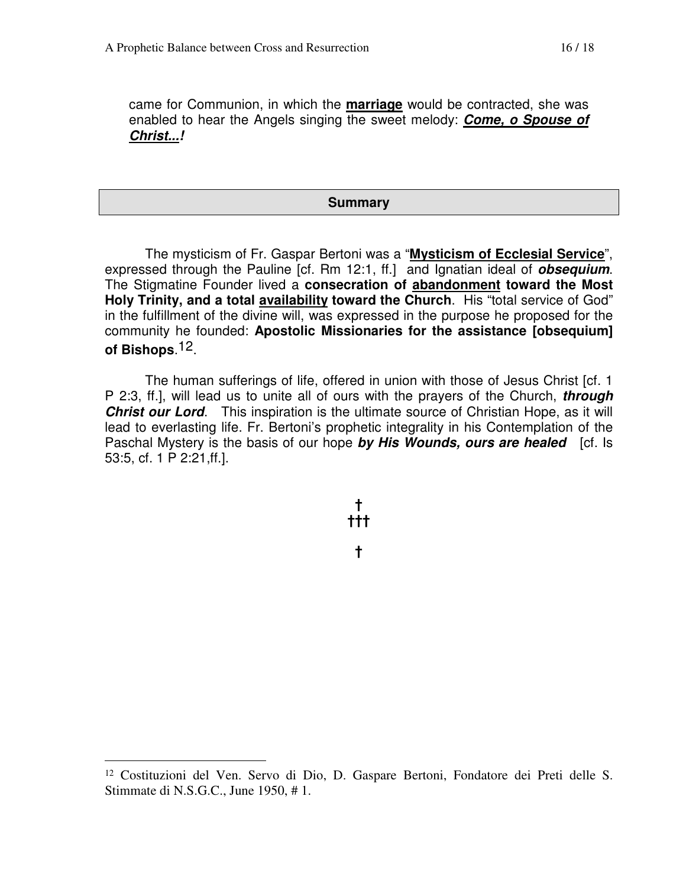came for Communion, in which the **marriage** would be contracted, she was enabled to hear the Angels singing the sweet melody: ***Come, o Spouse of Christ...!***

## Summary

The mysticism of Fr. Gaspar Bertoni was a "**Mysticism of Ecclesial Service**", expressed through the Pauline [cf. Rm 12:1, ff.] and Ignatian ideal of ***obsequium***. The Stigmatine Founder lived a **consecration of abandonment toward the Most Holy Trinity, and a total availability toward the Church**. His "total service of God" in the fulfillment of the divine will, was expressed in the purpose he proposed for the community he founded: **Apostolic Missionaries for the assistance [obsequium] of Bishops**.[12].

The human sufferings of life, offered in union with those of Jesus Christ [cf. 1 P 2:3, ff.], will lead us to unite all of ours with the prayers of the Church, ***through Christ our Lord***. This inspiration is the ultimate source of Christian Hope, as it will lead to everlasting life. Fr. Bertoni's prophetic integrality in his Contemplation of the Paschal Mystery is the basis of our hope ***by His Wounds, ours are healed*** [cf. Is 53:5, cf. 1 P 2:21,ff.].

†
†††
†

---

[12] Costituzioni del Ven. Servo di Dio, D. Gaspare Bertoni, Fondatore dei Preti delle S. Stimmate di N.S.G.C., June 1950, # 1.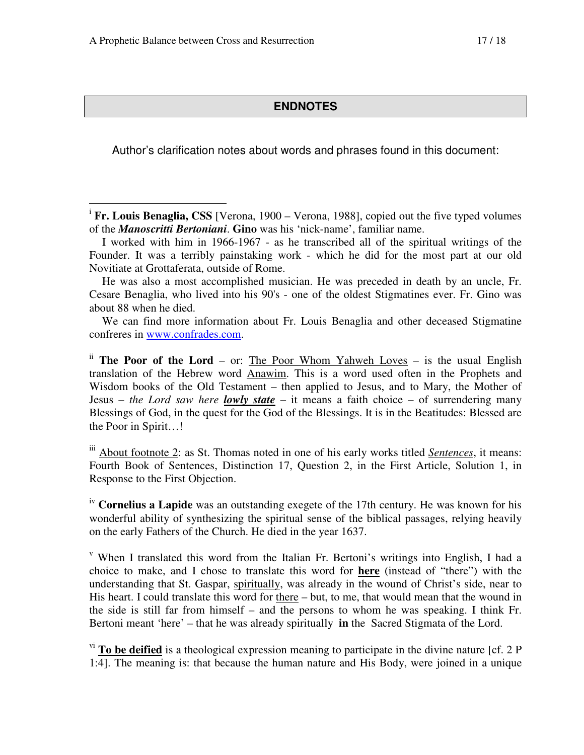## ENDNOTES

Author's clarification notes about words and phrases found in this document:

---

[i] **Fr. Louis Benaglia, CSS** [Verona, 1900 – Verona, 1988], copied out the five typed volumes of the ***Manoscritti Bertoniani***. **Gino** was his 'nick-name', familiar name.

I worked with him in 1966-1967 - as he transcribed all of the spiritual writings of the Founder. It was a terribly painstaking work - which he did for the most part at our old Novitiate at Grottaferata, outside of Rome.

He was also a most accomplished musician. He was preceded in death by an uncle, Fr. Cesare Benaglia, who lived into his 90's - one of the oldest Stigmatines ever. Fr. Gino was about 88 when he died.

We can find more information about Fr. Louis Benaglia and other deceased Stigmatine confreres in www.confrades.com.

[ii] **The Poor of the Lord** – or: The Poor Whom Yahweh Loves – is the usual English translation of the Hebrew word Anawim. This is a word used often in the Prophets and Wisdom books of the Old Testament – then applied to Jesus, and to Mary, the Mother of Jesus – *the Lord saw here* ***lowly state*** – it means a faith choice – of surrendering many Blessings of God, in the quest for the God of the Blessings. It is in the Beatitudes: Blessed are the Poor in Spirit…!

[iii] About footnote 2: as St. Thomas noted in one of his early works titled *Sentences*, it means: Fourth Book of Sentences, Distinction 17, Question 2, in the First Article, Solution 1, in Response to the First Objection.

[iv] **Cornelius a Lapide** was an outstanding exegete of the 17th century. He was known for his wonderful ability of synthesizing the spiritual sense of the biblical passages, relying heavily on the early Fathers of the Church. He died in the year 1637.

[v] When I translated this word from the Italian Fr. Bertoni's writings into English, I had a choice to make, and I chose to translate this word for **here** (instead of "there") with the understanding that St. Gaspar, spiritually, was already in the wound of Christ's side, near to His heart. I could translate this word for there – but, to me, that would mean that the wound in the side is still far from himself – and the persons to whom he was speaking. I think Fr. Bertoni meant 'here' – that he was already spiritually **in** the Sacred Stigmata of the Lord.

[vi] **To be deified** is a theological expression meaning to participate in the divine nature [cf. 2 P 1:4]. The meaning is: that because the human nature and His Body, were joined in a unique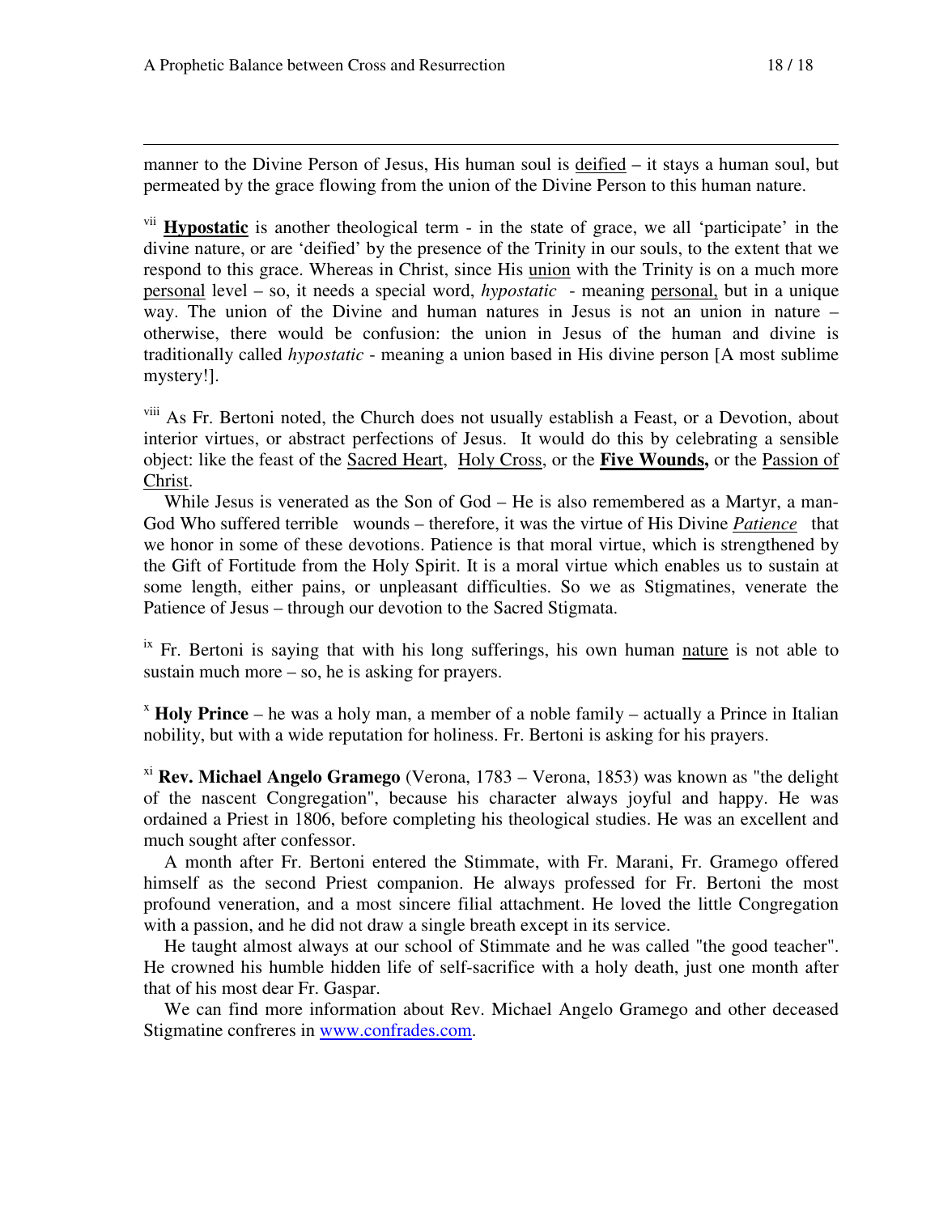manner to the Divine Person of Jesus, His human soul is deified – it stays a human soul, but permeated by the grace flowing from the union of the Divine Person to this human nature.

[vii] **Hypostatic** is another theological term - in the state of grace, we all 'participate' in the divine nature, or are 'deified' by the presence of the Trinity in our souls, to the extent that we respond to this grace. Whereas in Christ, since His union with the Trinity is on a much more personal level – so, it needs a special word, *hypostatic* - meaning personal, but in a unique way. The union of the Divine and human natures in Jesus is not an union in nature – otherwise, there would be confusion: the union in Jesus of the human and divine is traditionally called *hypostatic* - meaning a union based in His divine person [A most sublime mystery!].

[viii] As Fr. Bertoni noted, the Church does not usually establish a Feast, or a Devotion, about interior virtues, or abstract perfections of Jesus. It would do this by celebrating a sensible object: like the feast of the Sacred Heart, Holy Cross, or the **Five Wounds,** or the Passion of Christ.

While Jesus is venerated as the Son of God – He is also remembered as a Martyr, a man-God Who suffered terrible wounds – therefore, it was the virtue of His Divine *Patience* that we honor in some of these devotions. Patience is that moral virtue, which is strengthened by the Gift of Fortitude from the Holy Spirit. It is a moral virtue which enables us to sustain at some length, either pains, or unpleasant difficulties. So we as Stigmatines, venerate the Patience of Jesus – through our devotion to the Sacred Stigmata.

[ix] Fr. Bertoni is saying that with his long sufferings, his own human nature is not able to sustain much more – so, he is asking for prayers.

[x] **Holy Prince** – he was a holy man, a member of a noble family – actually a Prince in Italian nobility, but with a wide reputation for holiness. Fr. Bertoni is asking for his prayers.

[xi] **Rev. Michael Angelo Gramego** (Verona, 1783 – Verona, 1853) was known as "the delight of the nascent Congregation", because his character always joyful and happy. He was ordained a Priest in 1806, before completing his theological studies. He was an excellent and much sought after confessor.

A month after Fr. Bertoni entered the Stimmate, with Fr. Marani, Fr. Gramego offered himself as the second Priest companion. He always professed for Fr. Bertoni the most profound veneration, and a most sincere filial attachment. He loved the little Congregation with a passion, and he did not draw a single breath except in its service.

He taught almost always at our school of Stimmate and he was called "the good teacher". He crowned his humble hidden life of self-sacrifice with a holy death, just one month after that of his most dear Fr. Gaspar.

We can find more information about Rev. Michael Angelo Gramego and other deceased Stigmatine confreres in www.confrades.com.